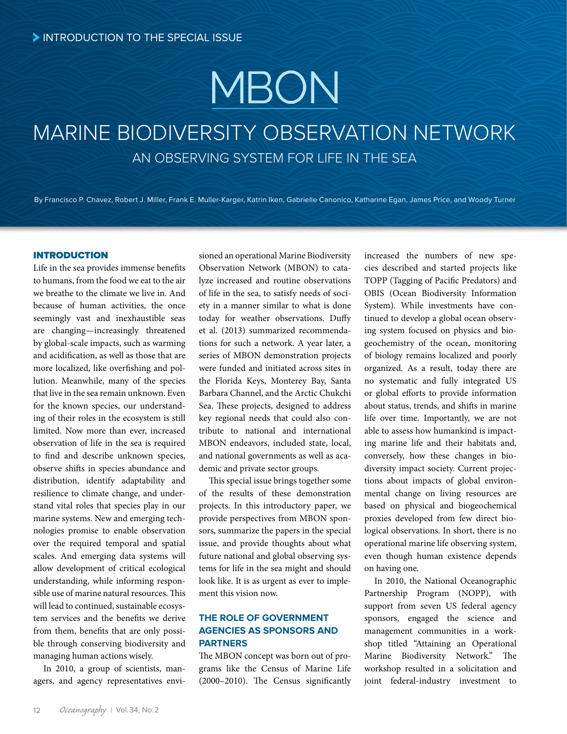INTRODUCTION TO THE SPECIAL ISSUE

# MBON

# MARINE BIODIVERSITY OBSERVATION NETWORK

## AN OBSERVING SYSTEM FOR LIFE IN THE SEA

By Francisco P. Chavez, Robert J. Miller, Frank E. Muller-Karger, Katrin Iken, Gabrielle Canonico, Katharine Egan, James Price, and Woody Turner

## INTRODUCTION

Life in the sea provides immense benefits to humans, from the food we eat to the air we breathe to the climate we live in. And because of human activities, the once seemingly vast and inexhaustible seas are changing—increasingly threatened by global-scale impacts, such as warming and acidification, as well as those that are more localized, like overfishing and pollution. Meanwhile, many of the species that live in the sea remain unknown. Even for the known species, our understanding of their roles in the ecosystem is still limited. Now more than ever, increased observation of life in the sea is required to find and describe unknown species, observe shifts in species abundance and distribution, identify adaptability and resilience to climate change, and understand vital roles that species play in our marine systems. New and emerging technologies promise to enable observation over the required temporal and spatial scales. And emerging data systems will allow development of critical ecological understanding, while informing responsible use of marine natural resources. This will lead to continued, sustainable ecosystem services and the benefits we derive from them, benefits that are only possible through conserving biodiversity and managing human actions wisely.

In 2010, a group of scientists, managers, and agency representatives envisioned an operational Marine Biodiversity Observation Network (MBON) to catalyze increased and routine observations of life in the sea, to satisfy needs of society in a manner similar to what is done today for weather observations. Duffy et al. (2013) summarized recommendations for such a network. A year later, a series of MBON demonstration projects were funded and initiated across sites in the Florida Keys, Monterey Bay, Santa Barbara Channel, and the Arctic Chukchi Sea. These projects, designed to address key regional needs that could also contribute to national and international MBON endeavors, included state, local, and national governments as well as academic and private sector groups.

This special issue brings together some of the results of these demonstration projects. In this introductory paper, we provide perspectives from MBON sponsors, summarize the papers in the special issue, and provide thoughts about what future national and global observing systems for life in the sea might and should look like. It is as urgent as ever to implement this vision now.

## THE ROLE OF GOVERNMENT AGENCIES AS SPONSORS AND PARTNERS

The MBON concept was born out of programs like the Census of Marine Life (2000–2010). The Census significantly increased the numbers of new species described and started projects like TOPP (Tagging of Pacific Predators) and OBIS (Ocean Biodiversity Information System). While investments have continued to develop a global ocean observing system focused on physics and biogeochemistry of the ocean, monitoring of biology remains localized and poorly organized. As a result, today there are no systematic and fully integrated US or global efforts to provide information about status, trends, and shifts in marine life over time. Importantly, we are not able to assess how humankind is impacting marine life and their habitats and, conversely, how these changes in biodiversity impact society. Current projections about impacts of global environmental change on living resources are based on physical and biogeochemical proxies developed from few direct biological observations. In short, there is no operational marine life observing system, even though human existence depends on having one.

In 2010, the National Oceanographic Partnership Program (NOPP), with support from seven US federal agency sponsors, engaged the science and management communities in a workshop titled "Attaining an Operational Marine Biodiversity Network." The workshop resulted in a solicitation and joint federal-industry investment to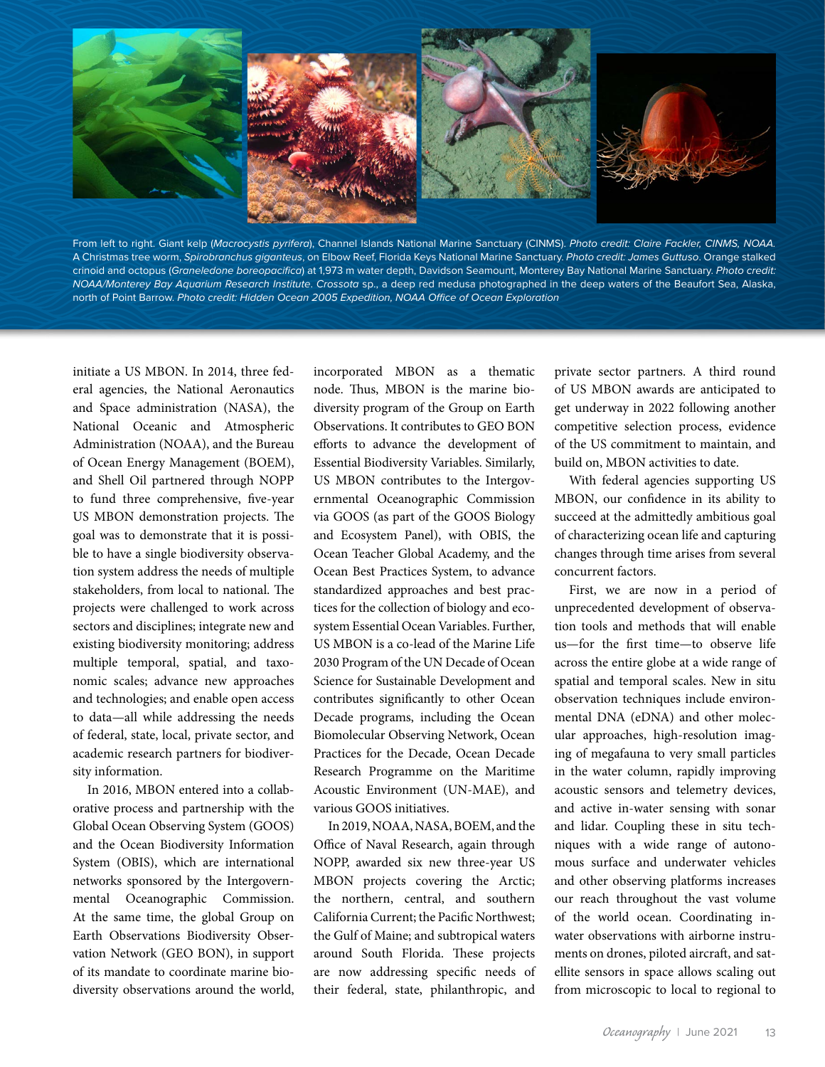From left to right. Giant kelp (*Macrocystis pyrifera*), Channel Islands National Marine Sanctuary (CINMS). *Photo credit: Claire Fackler, CINMS, NOAA.* A Christmas tree worm, *Spirobranchus giganteus*, on Elbow Reef, Florida Keys National Marine Sanctuary. *Photo credit: James Guttuso*. Orange stalked crinoid and octopus (*Graneledone boreopacifica*) at 1,973 m water depth, Davidson Seamount, Monterey Bay National Marine Sanctuary. *Photo credit: NOAA/Monterey Bay Aquarium Research Institute*. *Crossota* sp., a deep red medusa photographed in the deep waters of the Beaufort Sea, Alaska, north of Point Barrow. *Photo credit: Hidden Ocean 2005 Expedition, NOAA Office of Ocean Exploration*

initiate a US MBON. In 2014, three federal agencies, the National Aeronautics and Space administration (NASA), the National Oceanic and Atmospheric Administration (NOAA), and the Bureau of Ocean Energy Management (BOEM), and Shell Oil partnered through NOPP to fund three comprehensive, five-year US MBON demonstration projects. The goal was to demonstrate that it is possible to have a single biodiversity observation system address the needs of multiple stakeholders, from local to national. The projects were challenged to work across sectors and disciplines; integrate new and existing biodiversity monitoring; address multiple temporal, spatial, and taxonomic scales; advance new approaches and technologies; and enable open access to data—all while addressing the needs of federal, state, local, private sector, and academic research partners for biodiversity information.

In 2016, MBON entered into a collaborative process and partnership with the Global Ocean Observing System (GOOS) and the Ocean Biodiversity Information System (OBIS), which are international networks sponsored by the Intergovernmental Oceanographic Commission. At the same time, the global Group on Earth Observations Biodiversity Observation Network (GEO BON), in support of its mandate to coordinate marine biodiversity observations around the world, incorporated MBON as a thematic node. Thus, MBON is the marine biodiversity program of the Group on Earth Observations. It contributes to GEO BON efforts to advance the development of Essential Biodiversity Variables. Similarly, US MBON contributes to the Intergovernmental Oceanographic Commission via GOOS (as part of the GOOS Biology and Ecosystem Panel), with OBIS, the Ocean Teacher Global Academy, and the Ocean Best Practices System, to advance standardized approaches and best practices for the collection of biology and ecosystem Essential Ocean Variables. Further, US MBON is a co-lead of the Marine Life 2030 Program of the UN Decade of Ocean Science for Sustainable Development and contributes significantly to other Ocean Decade programs, including the Ocean Biomolecular Observing Network, Ocean Practices for the Decade, Ocean Decade Research Programme on the Maritime Acoustic Environment (UN-MAE), and various GOOS initiatives.

In 2019, NOAA, NASA, BOEM, and the Office of Naval Research, again through NOPP, awarded six new three-year US MBON projects covering the Arctic; the northern, central, and southern California Current; the Pacific Northwest; the Gulf of Maine; and subtropical waters around South Florida. These projects are now addressing specific needs of their federal, state, philanthropic, and private sector partners. A third round of US MBON awards are anticipated to get underway in 2022 following another competitive selection process, evidence of the US commitment to maintain, and build on, MBON activities to date.

With federal agencies supporting US MBON, our confidence in its ability to succeed at the admittedly ambitious goal of characterizing ocean life and capturing changes through time arises from several concurrent factors.

First, we are now in a period of unprecedented development of observation tools and methods that will enable us—for the first time—to observe life across the entire globe at a wide range of spatial and temporal scales. New in situ observation techniques include environmental DNA (eDNA) and other molecular approaches, high-resolution imaging of megafauna to very small particles in the water column, rapidly improving acoustic sensors and telemetry devices, and active in-water sensing with sonar and lidar. Coupling these in situ techniques with a wide range of autonomous surface and underwater vehicles and other observing platforms increases our reach throughout the vast volume of the world ocean. Coordinating in-water observations with airborne instruments on drones, piloted aircraft, and satellite sensors in space allows scaling out from microscopic to local to regional to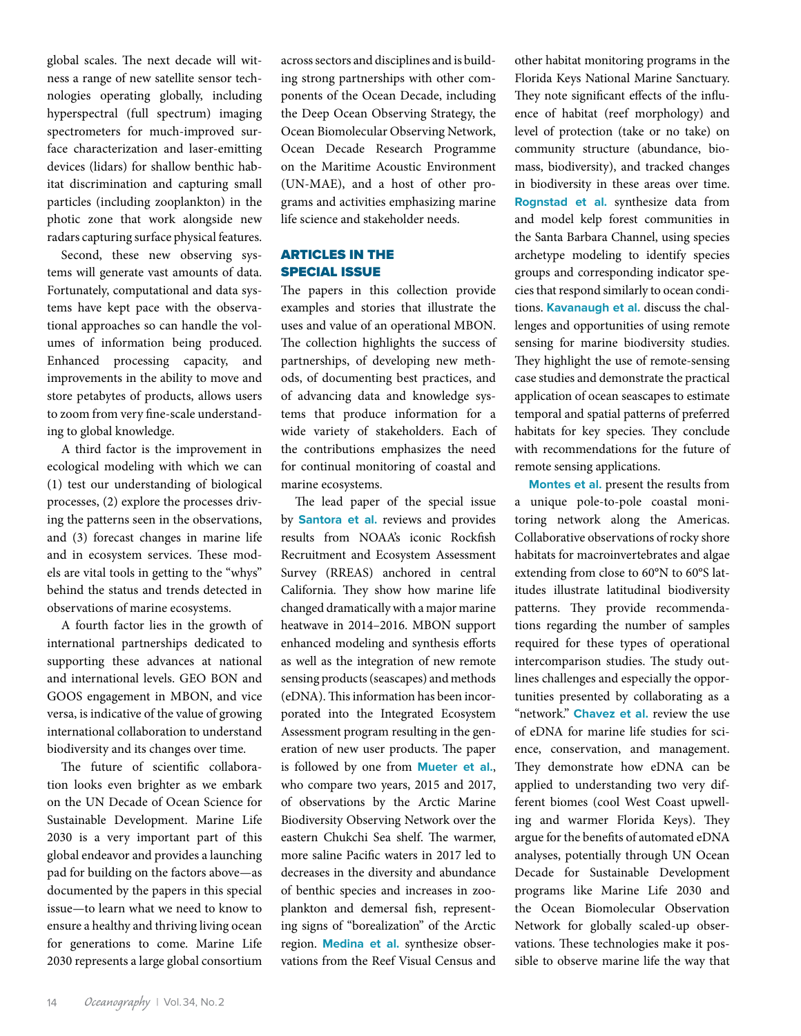global scales. The next decade will witness a range of new satellite sensor technologies operating globally, including hyperspectral (full spectrum) imaging spectrometers for much-improved surface characterization and laser-emitting devices (lidars) for shallow benthic habitat discrimination and capturing small particles (including zooplankton) in the photic zone that work alongside new radars capturing surface physical features.

Second, these new observing systems will generate vast amounts of data. Fortunately, computational and data systems have kept pace with the observational approaches so can handle the volumes of information being produced. Enhanced processing capacity, and improvements in the ability to move and store petabytes of products, allows users to zoom from very fine-scale understanding to global knowledge.

A third factor is the improvement in ecological modeling with which we can (1) test our understanding of biological processes, (2) explore the processes driving the patterns seen in the observations, and (3) forecast changes in marine life and in ecosystem services. These models are vital tools in getting to the "whys" behind the status and trends detected in observations of marine ecosystems.

A fourth factor lies in the growth of international partnerships dedicated to supporting these advances at national and international levels. GEO BON and GOOS engagement in MBON, and vice versa, is indicative of the value of growing international collaboration to understand biodiversity and its changes over time.

The future of scientific collaboration looks even brighter as we embark on the UN Decade of Ocean Science for Sustainable Development. Marine Life 2030 is a very important part of this global endeavor and provides a launching pad for building on the factors above—as documented by the papers in this special issue—to learn what we need to know to ensure a healthy and thriving living ocean for generations to come. Marine Life 2030 represents a large global consortium across sectors and disciplines and is building strong partnerships with other components of the Ocean Decade, including the Deep Ocean Observing Strategy, the Ocean Biomolecular Observing Network, Ocean Decade Research Programme on the Maritime Acoustic Environment (UN-MAE), and a host of other programs and activities emphasizing marine life science and stakeholder needs.

## ARTICLES IN THE SPECIAL ISSUE

The papers in this collection provide examples and stories that illustrate the uses and value of an operational MBON. The collection highlights the success of partnerships, of developing new methods, of documenting best practices, and of advancing data and knowledge systems that produce information for a wide variety of stakeholders. Each of the contributions emphasizes the need for continual monitoring of coastal and marine ecosystems.

The lead paper of the special issue by **Santora et al.** reviews and provides results from NOAA's iconic Rockfish Recruitment and Ecosystem Assessment Survey (RREAS) anchored in central California. They show how marine life changed dramatically with a major marine heatwave in 2014–2016. MBON support enhanced modeling and synthesis efforts as well as the integration of new remote sensing products (seascapes) and methods (eDNA). This information has been incorporated into the Integrated Ecosystem Assessment program resulting in the generation of new user products. The paper is followed by one from **Mueter et al.**, who compare two years, 2015 and 2017, of observations by the Arctic Marine Biodiversity Observing Network over the eastern Chukchi Sea shelf. The warmer, more saline Pacific waters in 2017 led to decreases in the diversity and abundance of benthic species and increases in zooplankton and demersal fish, representing signs of "borealization" of the Arctic region. **Medina et al.** synthesize observations from the Reef Visual Census and other habitat monitoring programs in the Florida Keys National Marine Sanctuary. They note significant effects of the influence of habitat (reef morphology) and level of protection (take or no take) on community structure (abundance, biomass, biodiversity), and tracked changes in biodiversity in these areas over time. **Rognstad et al.** synthesize data from and model kelp forest communities in the Santa Barbara Channel, using species archetype modeling to identify species groups and corresponding indicator species that respond similarly to ocean conditions. **Kavanaugh et al.** discuss the challenges and opportunities of using remote sensing for marine biodiversity studies. They highlight the use of remote-sensing case studies and demonstrate the practical application of ocean seascapes to estimate temporal and spatial patterns of preferred habitats for key species. They conclude with recommendations for the future of remote sensing applications.

**Montes et al.** present the results from a unique pole-to-pole coastal monitoring network along the Americas. Collaborative observations of rocky shore habitats for macroinvertebrates and algae extending from close to 60°N to 60°S latitudes illustrate latitudinal biodiversity patterns. They provide recommendations regarding the number of samples required for these types of operational intercomparison studies. The study outlines challenges and especially the opportunities presented by collaborating as a "network." **Chavez et al.** review the use of eDNA for marine life studies for science, conservation, and management. They demonstrate how eDNA can be applied to understanding two very different biomes (cool West Coast upwelling and warmer Florida Keys). They argue for the benefits of automated eDNA analyses, potentially through UN Ocean Decade for Sustainable Development programs like Marine Life 2030 and the Ocean Biomolecular Observation Network for globally scaled-up observations. These technologies make it possible to observe marine life the way that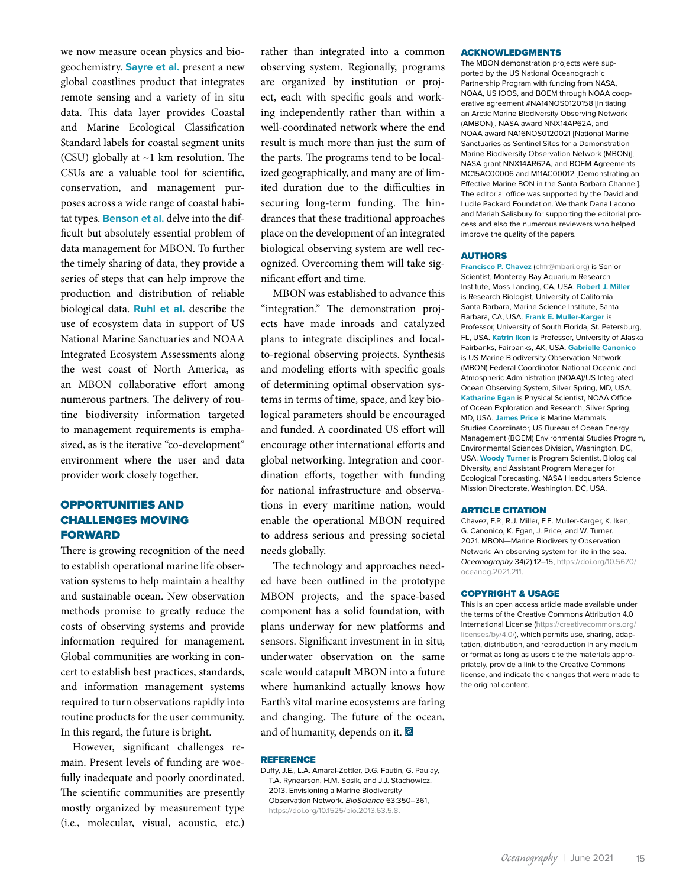we now measure ocean physics and biogeochemistry. **Sayre et al.** present a new global coastlines product that integrates remote sensing and a variety of in situ data. This data layer provides Coastal and Marine Ecological Classification Standard labels for coastal segment units (CSU) globally at ~1 km resolution. The CSUs are a valuable tool for scientific, conservation, and management purposes across a wide range of coastal habitat types. **Benson et al.** delve into the difficult but absolutely essential problem of data management for MBON. To further the timely sharing of data, they provide a series of steps that can help improve the production and distribution of reliable biological data. **Ruhl et al.** describe the use of ecosystem data in support of US National Marine Sanctuaries and NOAA Integrated Ecosystem Assessments along the west coast of North America, as an MBON collaborative effort among numerous partners. The delivery of routine biodiversity information targeted to management requirements is emphasized, as is the iterative "co-development" environment where the user and data provider work closely together.

## OPPORTUNITIES AND CHALLENGES MOVING FORWARD

There is growing recognition of the need to establish operational marine life observation systems to help maintain a healthy and sustainable ocean. New observation methods promise to greatly reduce the costs of observing systems and provide information required for management. Global communities are working in concert to establish best practices, standards, and information management systems required to turn observations rapidly into routine products for the user community. In this regard, the future is bright.

However, significant challenges remain. Present levels of funding are woefully inadequate and poorly coordinated. The scientific communities are presently mostly organized by measurement type (i.e., molecular, visual, acoustic, etc.) rather than integrated into a common observing system. Regionally, programs are organized by institution or project, each with specific goals and working independently rather than within a well-coordinated network where the end result is much more than just the sum of the parts. The programs tend to be localized geographically, and many are of limited duration due to the difficulties in securing long-term funding. The hindrances that these traditional approaches place on the development of an integrated biological observing system are well recognized. Overcoming them will take significant effort and time.

MBON was established to advance this "integration." The demonstration projects have made inroads and catalyzed plans to integrate disciplines and local-to-regional observing projects. Synthesis and modeling efforts with specific goals of determining optimal observation systems in terms of time, space, and key biological parameters should be encouraged and funded. A coordinated US effort will encourage other international efforts and global networking. Integration and coordination efforts, together with funding for national infrastructure and observations in every maritime nation, would enable the operational MBON required to address serious and pressing societal needs globally.

The technology and approaches needed have been outlined in the prototype MBON projects, and the space-based component has a solid foundation, with plans underway for new platforms and sensors. Significant investment in in situ, underwater observation on the same scale would catapult MBON into a future where humankind actually knows how Earth's vital marine ecosystems are faring and changing. The future of the ocean, and of humanity, depends on it.

## REFERENCE

Duffy, J.E., L.A. Amaral-Zettler, D.G. Fautin, G. Paulay, T.A. Rynearson, H.M. Sosik, and J.J. Stachowicz. 2013. Envisioning a Marine Biodiversity Observation Network. *BioScience* 63:350–361, https://doi.org/10.1525/bio.2013.63.5.8.

## ACKNOWLEDGMENTS

The MBON demonstration projects were supported by the US National Oceanographic Partnership Program with funding from NASA, NOAA, US IOOS, and BOEM through NOAA cooperative agreement #NA14NOS0120158 [Initiating an Arctic Marine Biodiversity Observing Network (AMBON)], NASA award NNX14AP62A, and NOAA award NA16NOS0120021 [National Marine Sanctuaries as Sentinel Sites for a Demonstration Marine Biodiversity Observation Network (MBON)], NASA grant NNX14AR62A, and BOEM Agreements MC15AC00006 and M11AC00012 [Demonstrating an Effective Marine BON in the Santa Barbara Channel]. The editorial office was supported by the David and Lucile Packard Foundation. We thank Dana Lacono and Mariah Salisbury for supporting the editorial process and also the numerous reviewers who helped improve the quality of the papers.

## AUTHORS

**Francisco P. Chavez** (chfr@mbari.org) is Senior Scientist, Monterey Bay Aquarium Research Institute, Moss Landing, CA, USA. **Robert J. Miller** is Research Biologist, University of California Santa Barbara, Marine Science Institute, Santa Barbara, CA, USA. **Frank E. Muller-Karger** is Professor, University of South Florida, St. Petersburg, FL, USA. **Katrin Iken** is Professor, University of Alaska Fairbanks, Fairbanks, AK, USA. **Gabrielle Canonico** is US Marine Biodiversity Observation Network (MBON) Federal Coordinator, National Oceanic and Atmospheric Administration (NOAA)/US Integrated Ocean Observing System, Silver Spring, MD, USA. **Katharine Egan** is Physical Scientist, NOAA Office of Ocean Exploration and Research, Silver Spring, MD, USA. **James Price** is Marine Mammals Studies Coordinator, US Bureau of Ocean Energy Management (BOEM) Environmental Studies Program, Environmental Sciences Division, Washington, DC, USA. **Woody Turner** is Program Scientist, Biological Diversity, and Assistant Program Manager for Ecological Forecasting, NASA Headquarters Science Mission Directorate, Washington, DC, USA.

## ARTICLE CITATION

Chavez, F.P., R.J. Miller, F.E. Muller-Karger, K. Iken, G. Canonico, K. Egan, J. Price, and W. Turner. 2021. MBON—Marine Biodiversity Observation Network: An observing system for life in the sea. *Oceanography* 34(2):12–15, https://doi.org/10.5670/oceanog.2021.211.

## COPYRIGHT & USAGE

This is an open access article made available under the terms of the Creative Commons Attribution 4.0 International License (https://creativecommons.org/licenses/by/4.0/), which permits use, sharing, adaptation, distribution, and reproduction in any medium or format as long as users cite the materials appropriately, provide a link to the Creative Commons license, and indicate the changes that were made to the original content.